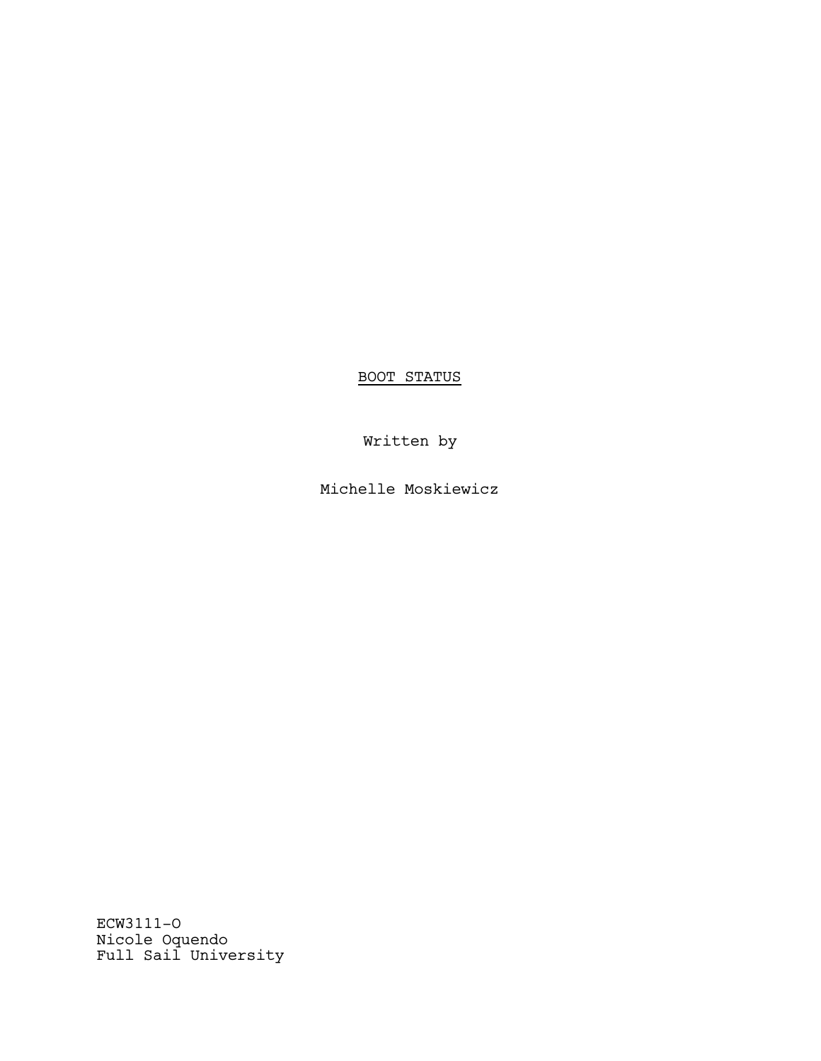<u>BOOT STATUS</u>

Written by

Michelle Moskiewicz

ECW3111-O
Nicole Oquendo
Full Sail University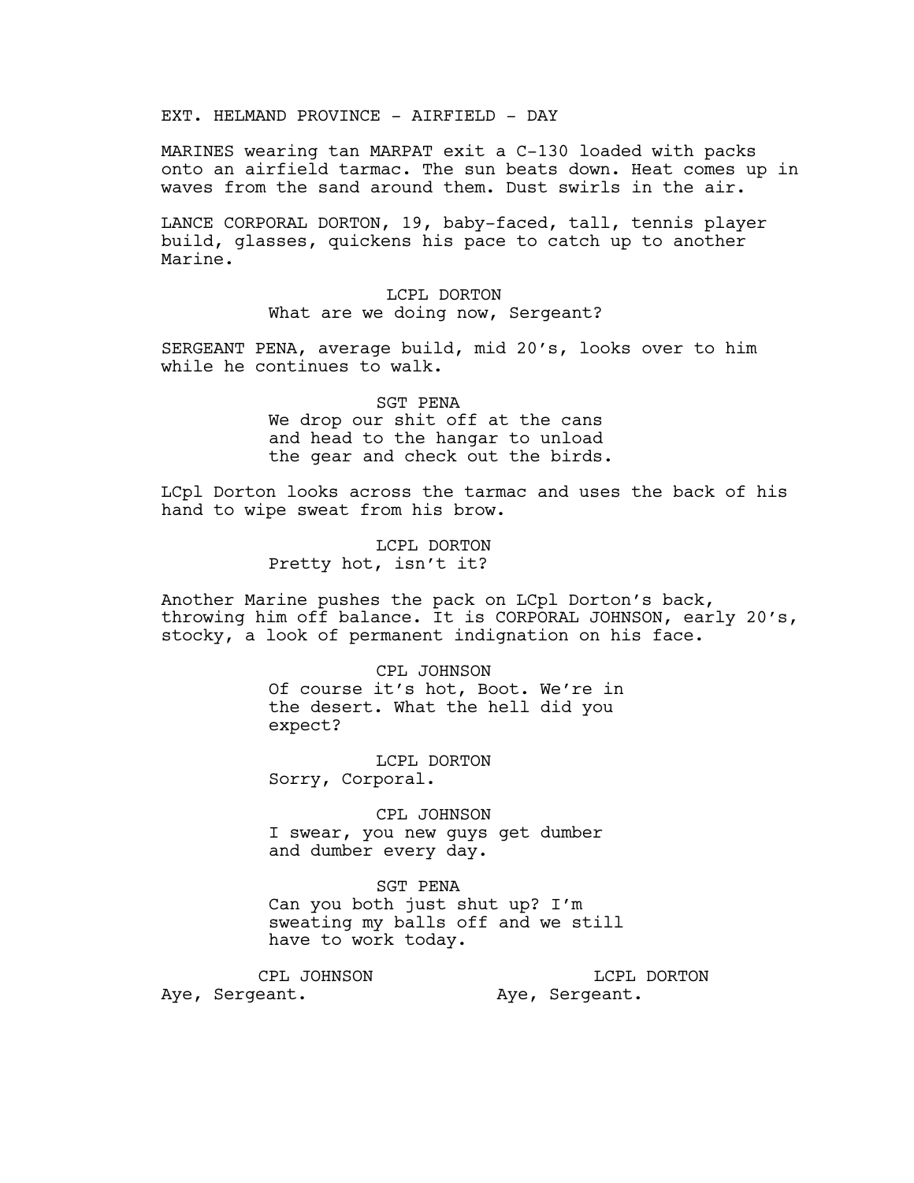EXT. HELMAND PROVINCE - AIRFIELD - DAY

MARINES wearing tan MARPAT exit a C-130 loaded with packs onto an airfield tarmac. The sun beats down. Heat comes up in waves from the sand around them. Dust swirls in the air.

LANCE CORPORAL DORTON, 19, baby-faced, tall, tennis player build, glasses, quickens his pace to catch up to another Marine.

LCPL DORTON
What are we doing now, Sergeant?

SERGEANT PENA, average build, mid 20's, looks over to him while he continues to walk.

SGT PENA
We drop our shit off at the cans and head to the hangar to unload the gear and check out the birds.

LCpl Dorton looks across the tarmac and uses the back of his hand to wipe sweat from his brow.

LCPL DORTON
Pretty hot, isn't it?

Another Marine pushes the pack on LCpl Dorton's back, throwing him off balance. It is CORPORAL JOHNSON, early 20's, stocky, a look of permanent indignation on his face.

CPL JOHNSON
Of course it's hot, Boot. We're in the desert. What the hell did you expect?

LCPL DORTON
Sorry, Corporal.

CPL JOHNSON
I swear, you new guys get dumber and dumber every day.

SGT PENA
Can you both just shut up? I'm sweating my balls off and we still have to work today.

CPL JOHNSON
Aye, Sergeant.

LCPL DORTON
Aye, Sergeant.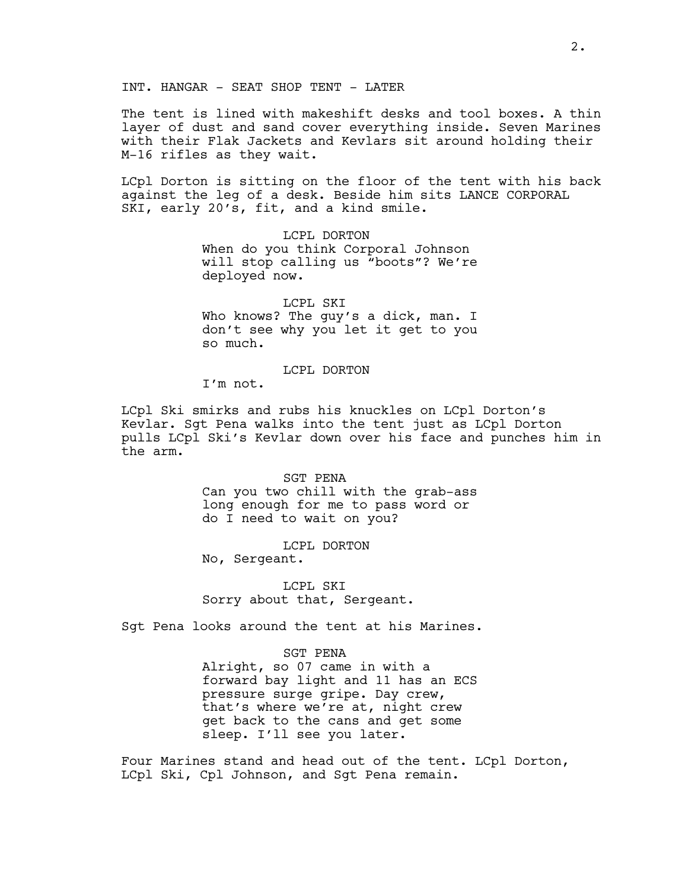INT. HANGAR - SEAT SHOP TENT - LATER

The tent is lined with makeshift desks and tool boxes. A thin layer of dust and sand cover everything inside. Seven Marines with their Flak Jackets and Kevlars sit around holding their M-16 rifles as they wait.

LCpl Dorton is sitting on the floor of the tent with his back against the leg of a desk. Beside him sits LANCE CORPORAL SKI, early 20's, fit, and a kind smile.

LCPL DORTON
When do you think Corporal Johnson will stop calling us "boots"? We're deployed now.

LCPL SKI
Who knows? The guy's a dick, man. I don't see why you let it get to you so much.

LCPL DORTON
I'm not.

LCpl Ski smirks and rubs his knuckles on LCpl Dorton's Kevlar. Sgt Pena walks into the tent just as LCpl Dorton pulls LCpl Ski's Kevlar down over his face and punches him in the arm.

SGT PENA
Can you two chill with the grab-ass long enough for me to pass word or do I need to wait on you?

LCPL DORTON
No, Sergeant.

LCPL SKI
Sorry about that, Sergeant.

Sgt Pena looks around the tent at his Marines.

SGT PENA
Alright, so 07 came in with a forward bay light and 11 has an ECS pressure surge gripe. Day crew, that's where we're at, night crew get back to the cans and get some sleep. I'll see you later.

Four Marines stand and head out of the tent. LCpl Dorton, LCpl Ski, Cpl Johnson, and Sgt Pena remain.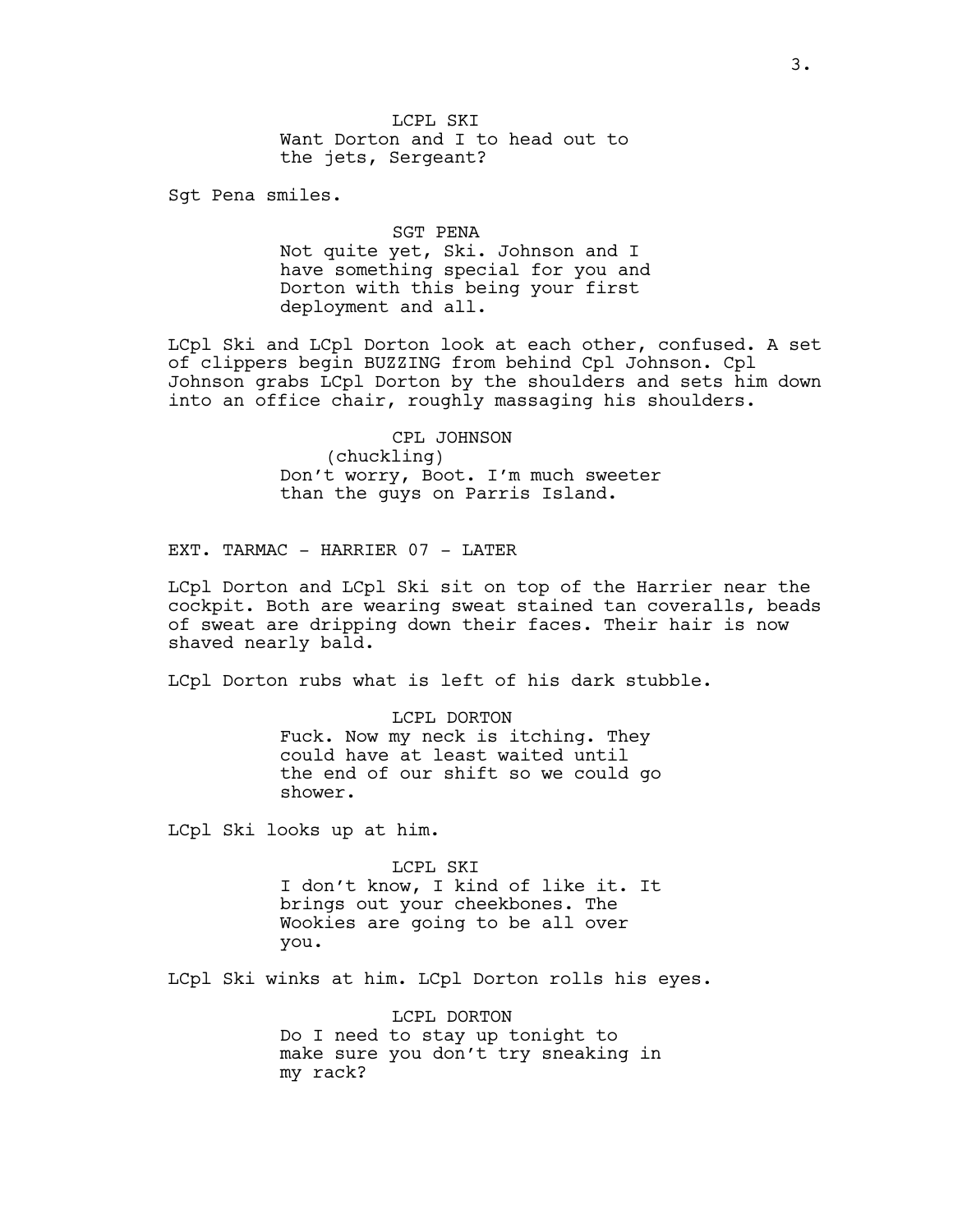LCPL SKI
Want Dorton and I to head out to the jets, Sergeant?

Sgt Pena smiles.

SGT PENA
Not quite yet, Ski. Johnson and I have something special for you and Dorton with this being your first deployment and all.

LCpl Ski and LCpl Dorton look at each other, confused. A set of clippers begin BUZZING from behind Cpl Johnson. Cpl Johnson grabs LCpl Dorton by the shoulders and sets him down into an office chair, roughly massaging his shoulders.

CPL JOHNSON
(chuckling)
Don't worry, Boot. I'm much sweeter than the guys on Parris Island.

EXT. TARMAC - HARRIER 07 - LATER

LCpl Dorton and LCpl Ski sit on top of the Harrier near the cockpit. Both are wearing sweat stained tan coveralls, beads of sweat are dripping down their faces. Their hair is now shaved nearly bald.

LCpl Dorton rubs what is left of his dark stubble.

LCPL DORTON
Fuck. Now my neck is itching. They could have at least waited until the end of our shift so we could go shower.

LCpl Ski looks up at him.

LCPL SKI
I don't know, I kind of like it. It brings out your cheekbones. The Wookies are going to be all over you.

LCpl Ski winks at him. LCpl Dorton rolls his eyes.

LCPL DORTON
Do I need to stay up tonight to make sure you don't try sneaking in my rack?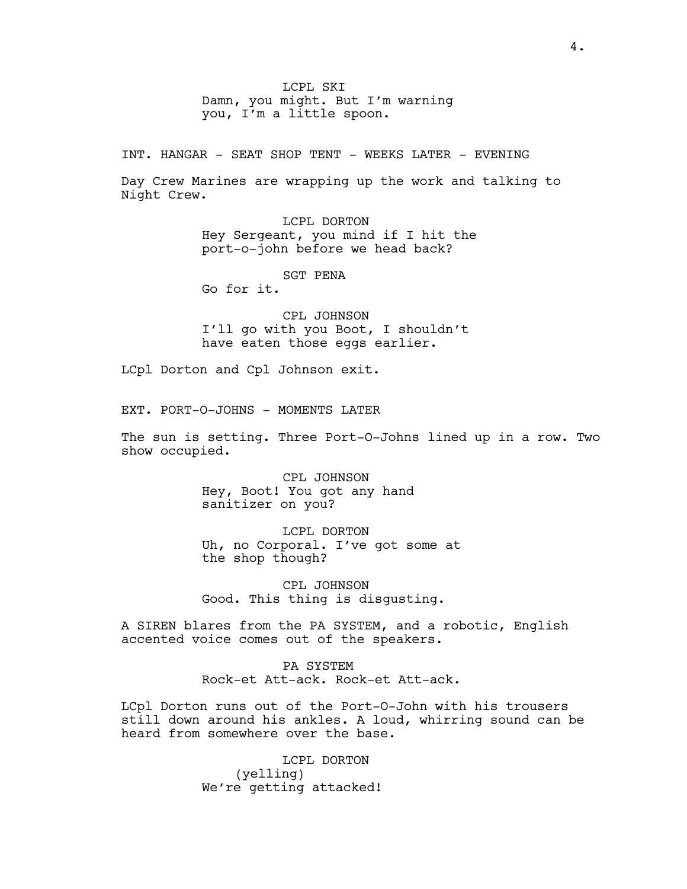LCPL SKI
Damn, you might. But I'm warning you, I'm a little spoon.

INT. HANGAR - SEAT SHOP TENT - WEEKS LATER - EVENING

Day Crew Marines are wrapping up the work and talking to Night Crew.

LCPL DORTON
Hey Sergeant, you mind if I hit the port-o-john before we head back?

SGT PENA
Go for it.

CPL JOHNSON
I'll go with you Boot, I shouldn't have eaten those eggs earlier.

LCpl Dorton and Cpl Johnson exit.

EXT. PORT-O-JOHNS - MOMENTS LATER

The sun is setting. Three Port-O-Johns lined up in a row. Two show occupied.

CPL JOHNSON
Hey, Boot! You got any hand sanitizer on you?

LCPL DORTON
Uh, no Corporal. I've got some at the shop though?

CPL JOHNSON
Good. This thing is disgusting.

A SIREN blares from the PA SYSTEM, and a robotic, English accented voice comes out of the speakers.

PA SYSTEM
Rock-et Att-ack. Rock-et Att-ack.

LCpl Dorton runs out of the Port-O-John with his trousers still down around his ankles. A loud, whirring sound can be heard from somewhere over the base.

LCPL DORTON
(yelling)
We're getting attacked!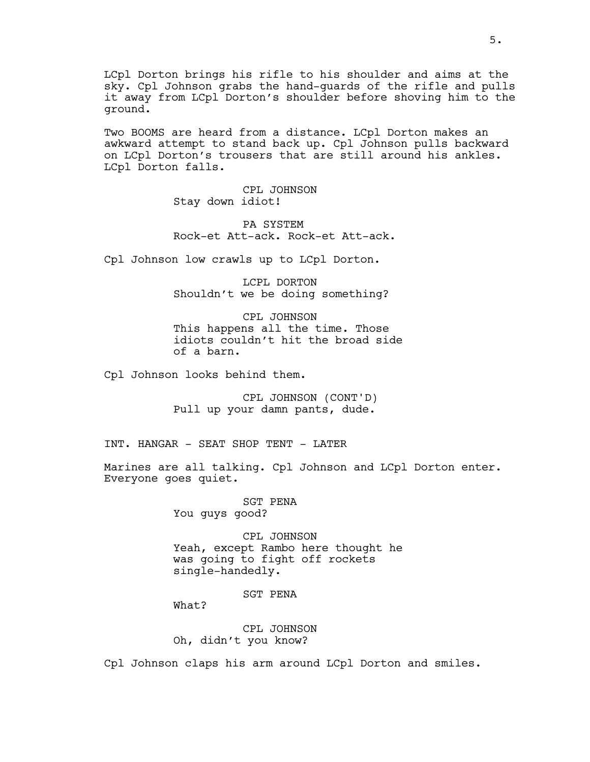LCpl Dorton brings his rifle to his shoulder and aims at the sky. Cpl Johnson grabs the hand-guards of the rifle and pulls it away from LCpl Dorton's shoulder before shoving him to the ground.

Two BOOMS are heard from a distance. LCpl Dorton makes an awkward attempt to stand back up. Cpl Johnson pulls backward on LCpl Dorton's trousers that are still around his ankles. LCpl Dorton falls.

CPL JOHNSON
Stay down idiot!

PA SYSTEM
Rock-et Att-ack. Rock-et Att-ack.

Cpl Johnson low crawls up to LCpl Dorton.

LCPL DORTON
Shouldn't we be doing something?

CPL JOHNSON
This happens all the time. Those idiots couldn't hit the broad side of a barn.

Cpl Johnson looks behind them.

CPL JOHNSON (CONT'D)
Pull up your damn pants, dude.

INT. HANGAR - SEAT SHOP TENT - LATER

Marines are all talking. Cpl Johnson and LCpl Dorton enter. Everyone goes quiet.

SGT PENA
You guys good?

CPL JOHNSON
Yeah, except Rambo here thought he was going to fight off rockets single-handedly.

SGT PENA
What?

CPL JOHNSON
Oh, didn't you know?

Cpl Johnson claps his arm around LCpl Dorton and smiles.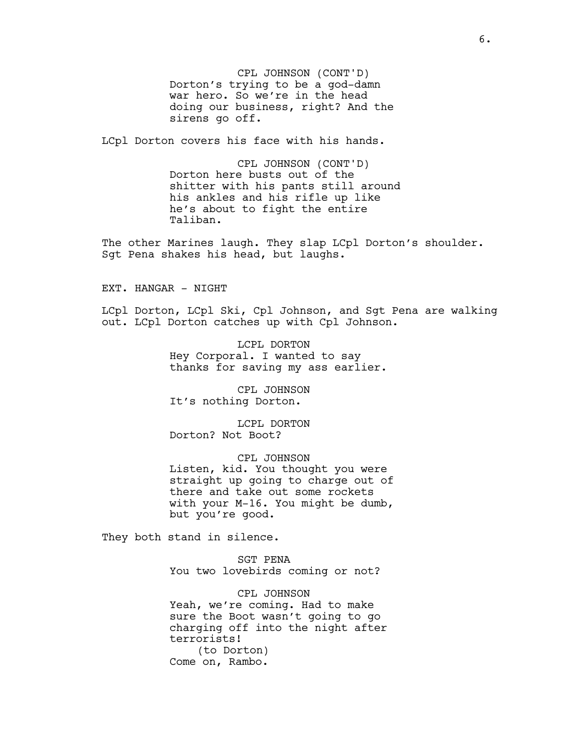CPL JOHNSON (CONT'D)
Dorton's trying to be a god-damn war hero. So we're in the head doing our business, right? And the sirens go off.

LCpl Dorton covers his face with his hands.

CPL JOHNSON (CONT'D)
Dorton here busts out of the shitter with his pants still around his ankles and his rifle up like he's about to fight the entire Taliban.

The other Marines laugh. They slap LCpl Dorton's shoulder. Sgt Pena shakes his head, but laughs.

EXT. HANGAR - NIGHT

LCpl Dorton, LCpl Ski, Cpl Johnson, and Sgt Pena are walking out. LCpl Dorton catches up with Cpl Johnson.

LCPL DORTON
Hey Corporal. I wanted to say thanks for saving my ass earlier.

CPL JOHNSON
It's nothing Dorton.

LCPL DORTON
Dorton? Not Boot?

CPL JOHNSON
Listen, kid. You thought you were straight up going to charge out of there and take out some rockets with your M-16. You might be dumb, but you're good.

They both stand in silence.

SGT PENA
You two lovebirds coming or not?

CPL JOHNSON
Yeah, we're coming. Had to make sure the Boot wasn't going to go charging off into the night after terrorists!
(to Dorton)
Come on, Rambo.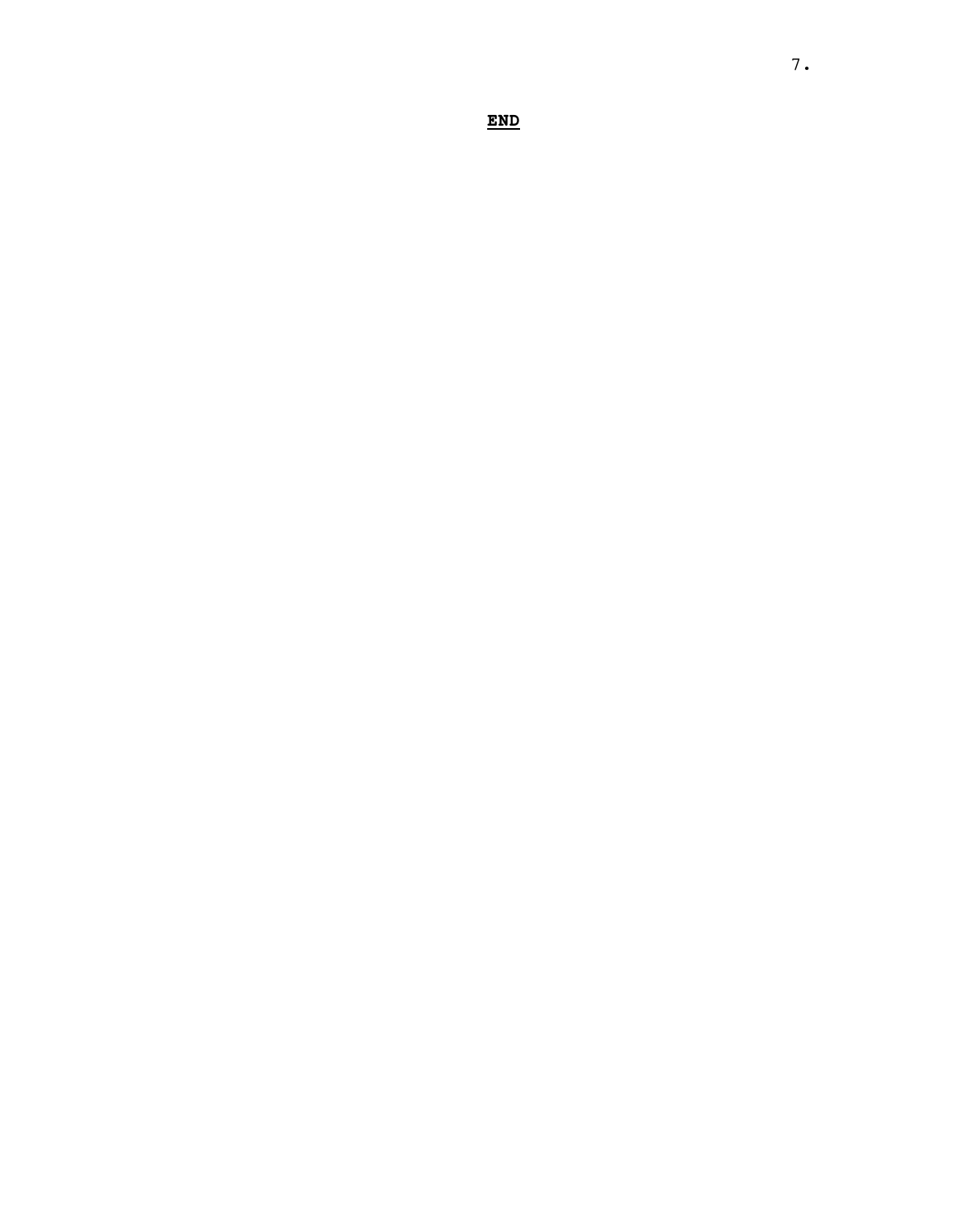**END**